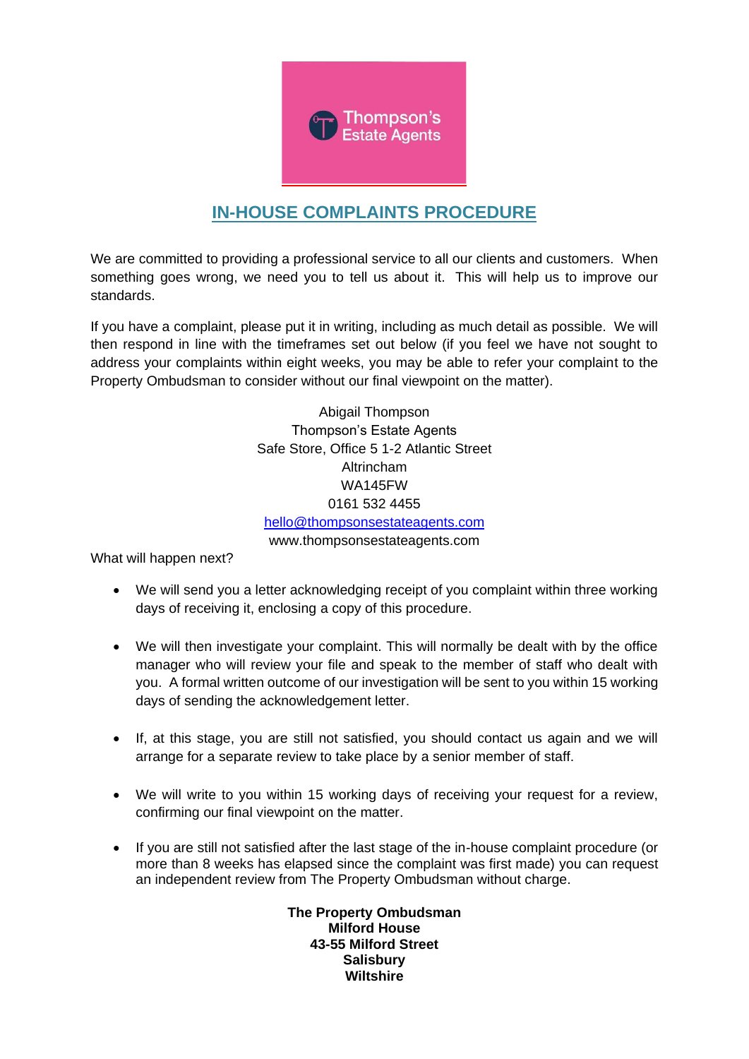Thompson's Estate Agents

# IN-HOUSE COMPLAINTS PROCEDURE

We are committed to providing a professional service to all our clients and customers. When something goes wrong, we need you to tell us about it. This will help us to improve our standards.

If you have a complaint, please put it in writing, including as much detail as possible. We will then respond in line with the timeframes set out below (if you feel we have not sought to address your complaints within eight weeks, you may be able to refer your complaint to the Property Ombudsman to consider without our final viewpoint on the matter).

Abigail Thompson
Thompson's Estate Agents
Safe Store, Office 5 1-2 Atlantic Street
Altrincham
WA145FW
0161 532 4455
hello@thompsonsestateagents.com
www.thompsonsestateagents.com

What will happen next?

- We will send you a letter acknowledging receipt of you complaint within three working days of receiving it, enclosing a copy of this procedure.

- We will then investigate your complaint. This will normally be dealt with by the office manager who will review your file and speak to the member of staff who dealt with you. A formal written outcome of our investigation will be sent to you within 15 working days of sending the acknowledgement letter.

- If, at this stage, you are still not satisfied, you should contact us again and we will arrange for a separate review to take place by a senior member of staff.

- We will write to you within 15 working days of receiving your request for a review, confirming our final viewpoint on the matter.

- If you are still not satisfied after the last stage of the in-house complaint procedure (or more than 8 weeks has elapsed since the complaint was first made) you can request an independent review from The Property Ombudsman without charge.

**The Property Ombudsman**
**Milford House**
**43-55 Milford Street**
**Salisbury**
**Wiltshire**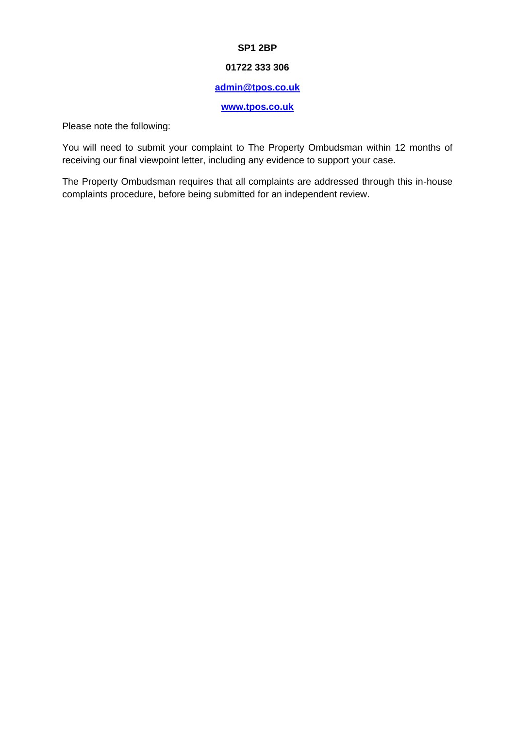**SP1 2BP**

**01722 333 306**

**[admin@tpos.co.uk](mailto:admin@tpos.co.uk)**

**[www.tpos.co.uk](http://www.tpos.co.uk)**

Please note the following:

You will need to submit your complaint to The Property Ombudsman within 12 months of receiving our final viewpoint letter, including any evidence to support your case.

The Property Ombudsman requires that all complaints are addressed through this in-house complaints procedure, before being submitted for an independent review.